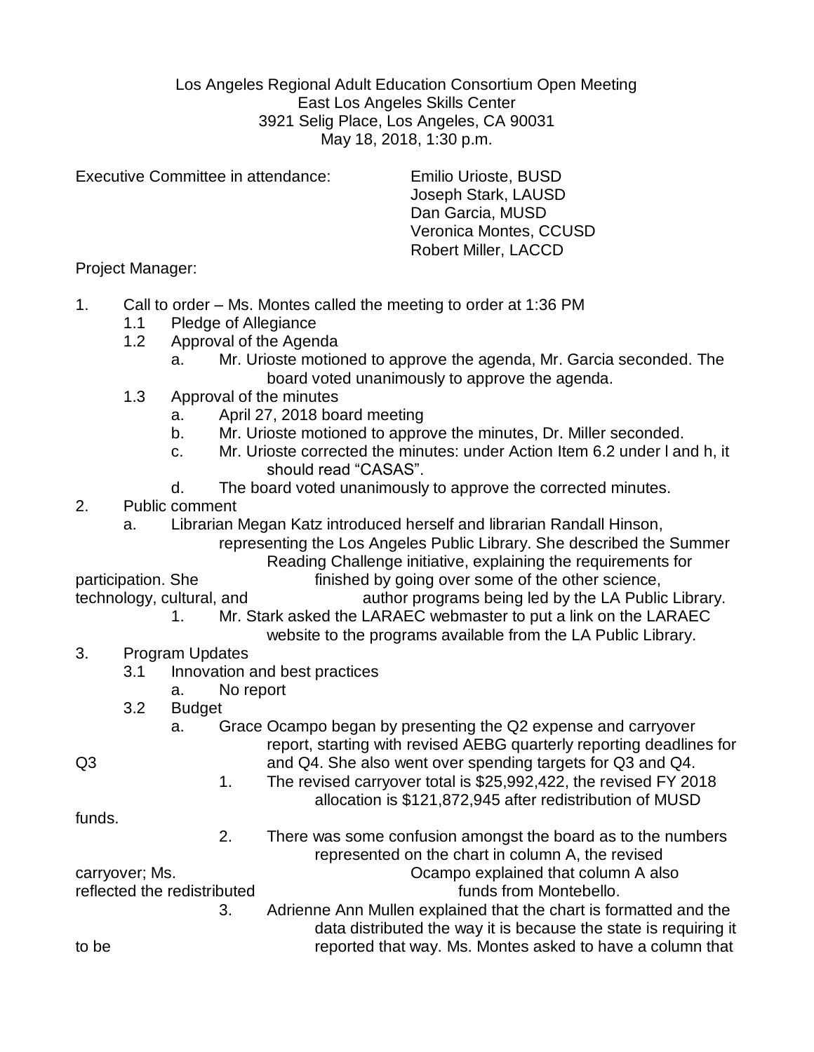Los Angeles Regional Adult Education Consortium Open Meeting
East Los Angeles Skills Center
3921 Selig Place, Los Angeles, CA 90031
May 18, 2018, 1:30 p.m.

Executive Committee in attendance:

- Emilio Urioste, BUSD
- Joseph Stark, LAUSD
- Dan Garcia, MUSD
- Veronica Montes, CCUSD
- Robert Miller, LACCD

Project Manager:

1. Call to order – Ms. Montes called the meeting to order at 1:36 PM
   - 1.1 Pledge of Allegiance
   - 1.2 Approval of the Agenda
     - a. Mr. Urioste motioned to approve the agenda, Mr. Garcia seconded. The board voted unanimously to approve the agenda.
   - 1.3 Approval of the minutes
     - a. April 27, 2018 board meeting
     - b. Mr. Urioste motioned to approve the minutes, Dr. Miller seconded.
     - c. Mr. Urioste corrected the minutes: under Action Item 6.2 under l and h, it should read "CASAS".
     - d. The board voted unanimously to approve the corrected minutes.
2. Public comment
   - a. Librarian Megan Katz introduced herself and librarian Randall Hinson, representing the Los Angeles Public Library. She described the Summer Reading Challenge initiative, explaining the requirements for participation. She finished by going over some of the other science, technology, cultural, and author programs being led by the LA Public Library.
     1. Mr. Stark asked the LARAEC webmaster to put a link on the LARAEC website to the programs available from the LA Public Library.
3. Program Updates
   - 3.1 Innovation and best practices
     - a. No report
   - 3.2 Budget
     - a. Grace Ocampo began by presenting the Q2 expense and carryover report, starting with revised AEBG quarterly reporting deadlines for Q3 and Q4. She also went over spending targets for Q3 and Q4.
       1. The revised carryover total is $25,992,422, the revised FY 2018 allocation is $121,872,945 after redistribution of MUSD funds.
       2. There was some confusion amongst the board as to the numbers represented on the chart in column A, the revised carryover; Ms. Ocampo explained that column A also reflected the redistributed funds from Montebello.
       3. Adrienne Ann Mullen explained that the chart is formatted and the data distributed the way it is because the state is requiring it to be reported that way. Ms. Montes asked to have a column that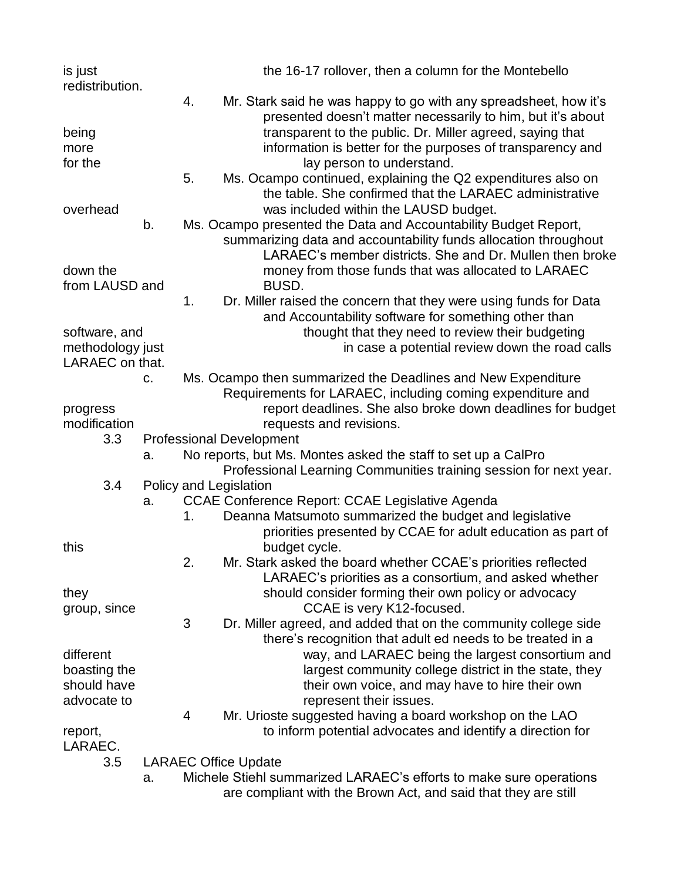is just the 16-17 rollover, then a column for the Montebello redistribution.

4. Mr. Stark said he was happy to go with any spreadsheet, how it's presented doesn't matter necessarily to him, but it's about being transparent to the public. Dr. Miller agreed, saying that more information is better for the purposes of transparency and for the lay person to understand.
5. Ms. Ocampo continued, explaining the Q2 expenditures also on the table. She confirmed that the LARAEC administrative overhead was included within the LAUSD budget.

b. Ms. Ocampo presented the Data and Accountability Budget Report, summarizing data and accountability funds allocation throughout LARAEC's member districts. She and Dr. Mullen then broke down the money from those funds that was allocated to LARAEC from LAUSD and BUSD.

1. Dr. Miller raised the concern that they were using funds for Data and Accountability software for something other than software, and thought that they need to review their budgeting methodology just in case a potential review down the road calls LARAEC on that.

c. Ms. Ocampo then summarized the Deadlines and New Expenditure Requirements for LARAEC, including coming expenditure and progress report deadlines. She also broke down deadlines for budget modification requests and revisions.

3.3 Professional Development

a. No reports, but Ms. Montes asked the staff to set up a CalPro Professional Learning Communities training session for next year.

3.4 Policy and Legislation

a. CCAE Conference Report: CCAE Legislative Agenda

1. Deanna Matsumoto summarized the budget and legislative priorities presented by CCAE for adult education as part of this budget cycle.
2. Mr. Stark asked the board whether CCAE's priorities reflected LARAEC's priorities as a consortium, and asked whether they should consider forming their own policy or advocacy group, since CCAE is very K12-focused.
3. Dr. Miller agreed, and added that on the community college side there's recognition that adult ed needs to be treated in a different way, and LARAEC being the largest consortium and boasting the largest community college district in the state, they should have their own voice, and may have to hire their own advocate to represent their issues.
4. Mr. Urioste suggested having a board workshop on the LAO report, to inform potential advocates and identify a direction for LARAEC.

3.5 LARAEC Office Update

a. Michele Stiehl summarized LARAEC's efforts to make sure operations are compliant with the Brown Act, and said that they are still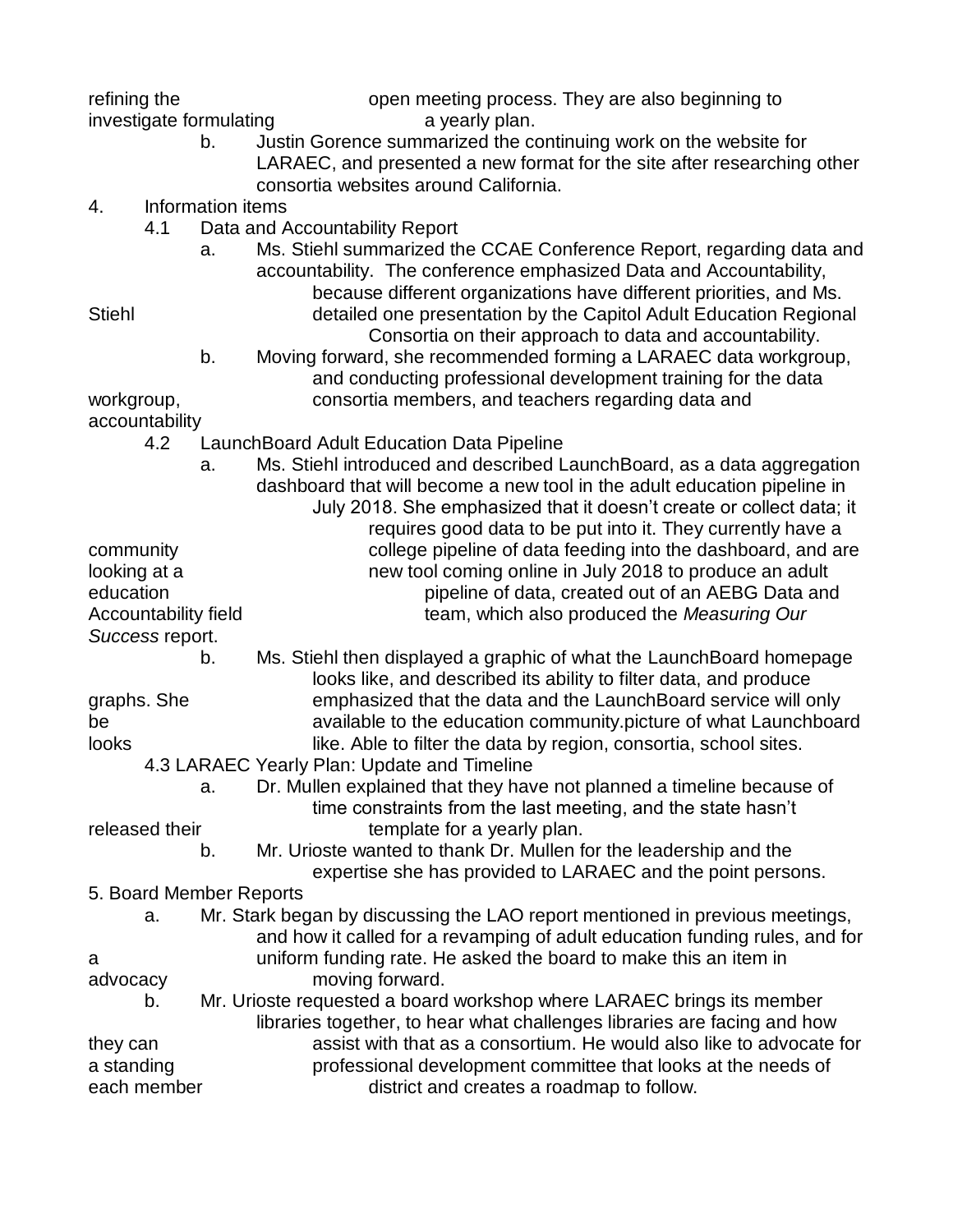refining the open meeting process. They are also beginning to investigate formulating a yearly plan.

b. Justin Gorence summarized the continuing work on the website for LARAEC, and presented a new format for the site after researching other consortia websites around California.

4. Information items

4.1 Data and Accountability Report

a. Ms. Stiehl summarized the CCAE Conference Report, regarding data and accountability. The conference emphasized Data and Accountability, because different organizations have different priorities, and Ms. Stiehl detailed one presentation by the Capitol Adult Education Regional Consortia on their approach to data and accountability.

b. Moving forward, she recommended forming a LARAEC data workgroup, and conducting professional development training for the data workgroup, consortia members, and teachers regarding data and accountability

4.2 LaunchBoard Adult Education Data Pipeline

a. Ms. Stiehl introduced and described LaunchBoard, as a data aggregation dashboard that will become a new tool in the adult education pipeline in July 2018. She emphasized that it doesn't create or collect data; it requires good data to be put into it. They currently have a community college pipeline of data feeding into the dashboard, and are looking at a new tool coming online in July 2018 to produce an adult education pipeline of data, created out of an AEBG Data and Accountability field team, which also produced the *Measuring Our Success* report.

b. Ms. Stiehl then displayed a graphic of what the LaunchBoard homepage looks like, and described its ability to filter data, and produce graphs. She emphasized that the data and the LaunchBoard service will only be available to the education community.picture of what Launchboard looks like. Able to filter the data by region, consortia, school sites.

4.3 LARAEC Yearly Plan: Update and Timeline

a. Dr. Mullen explained that they have not planned a timeline because of time constraints from the last meeting, and the state hasn't released their template for a yearly plan.

b. Mr. Urioste wanted to thank Dr. Mullen for the leadership and the expertise she has provided to LARAEC and the point persons.

5. Board Member Reports

a. Mr. Stark began by discussing the LAO report mentioned in previous meetings, and how it called for a revamping of adult education funding rules, and for a uniform funding rate. He asked the board to make this an item in advocacy moving forward.

b. Mr. Urioste requested a board workshop where LARAEC brings its member libraries together, to hear what challenges libraries are facing and how they can assist with that as a consortium. He would also like to advocate for a standing professional development committee that looks at the needs of each member district and creates a roadmap to follow.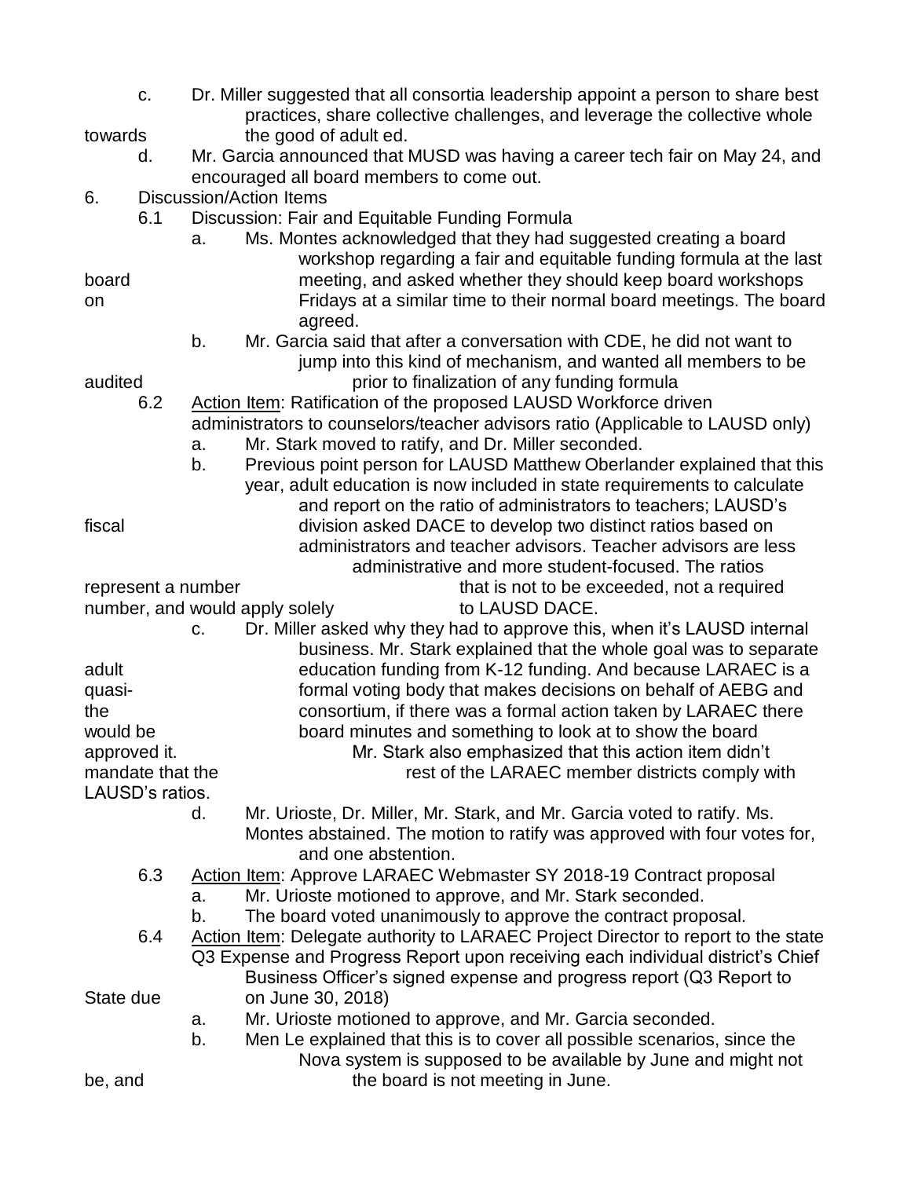c. Dr. Miller suggested that all consortia leadership appoint a person to share best practices, share collective challenges, and leverage the collective whole towards the good of adult ed.

d. Mr. Garcia announced that MUSD was having a career tech fair on May 24, and encouraged all board members to come out.

6. Discussion/Action Items

6.1 Discussion: Fair and Equitable Funding Formula

a. Ms. Montes acknowledged that they had suggested creating a board workshop regarding a fair and equitable funding formula at the last board meeting, and asked whether they should keep board workshops on Fridays at a similar time to their normal board meetings. The board agreed.

b. Mr. Garcia said that after a conversation with CDE, he did not want to jump into this kind of mechanism, and wanted all members to be audited prior to finalization of any funding formula

6.2 Action Item: Ratification of the proposed LAUSD Workforce driven administrators to counselors/teacher advisors ratio (Applicable to LAUSD only)

a. Mr. Stark moved to ratify, and Dr. Miller seconded.

b. Previous point person for LAUSD Matthew Oberlander explained that this year, adult education is now included in state requirements to calculate and report on the ratio of administrators to teachers; LAUSD's fiscal division asked DACE to develop two distinct ratios based on administrators and teacher advisors. Teacher advisors are less administrative and more student-focused. The ratios represent a number that is not to be exceeded, not a required number, and would apply solely to LAUSD DACE.

c. Dr. Miller asked why they had to approve this, when it's LAUSD internal business. Mr. Stark explained that the whole goal was to separate adult education funding from K-12 funding. And because LARAEC is a quasi-formal voting body that makes decisions on behalf of AEBG and the consortium, if there was a formal action taken by LARAEC there would be board minutes and something to look at to show the board approved it. Mr. Stark also emphasized that this action item didn't mandate that the rest of the LARAEC member districts comply with LAUSD's ratios.

d. Mr. Urioste, Dr. Miller, Mr. Stark, and Mr. Garcia voted to ratify. Ms. Montes abstained. The motion to ratify was approved with four votes for, and one abstention.

6.3 Action Item: Approve LARAEC Webmaster SY 2018-19 Contract proposal

a. Mr. Urioste motioned to approve, and Mr. Stark seconded.

b. The board voted unanimously to approve the contract proposal.

6.4 Action Item: Delegate authority to LARAEC Project Director to report to the state Q3 Expense and Progress Report upon receiving each individual district's Chief Business Officer's signed expense and progress report (Q3 Report to State due on June 30, 2018)

a. Mr. Urioste motioned to approve, and Mr. Garcia seconded.

b. Men Le explained that this is to cover all possible scenarios, since the Nova system is supposed to be available by June and might not be, and the board is not meeting in June.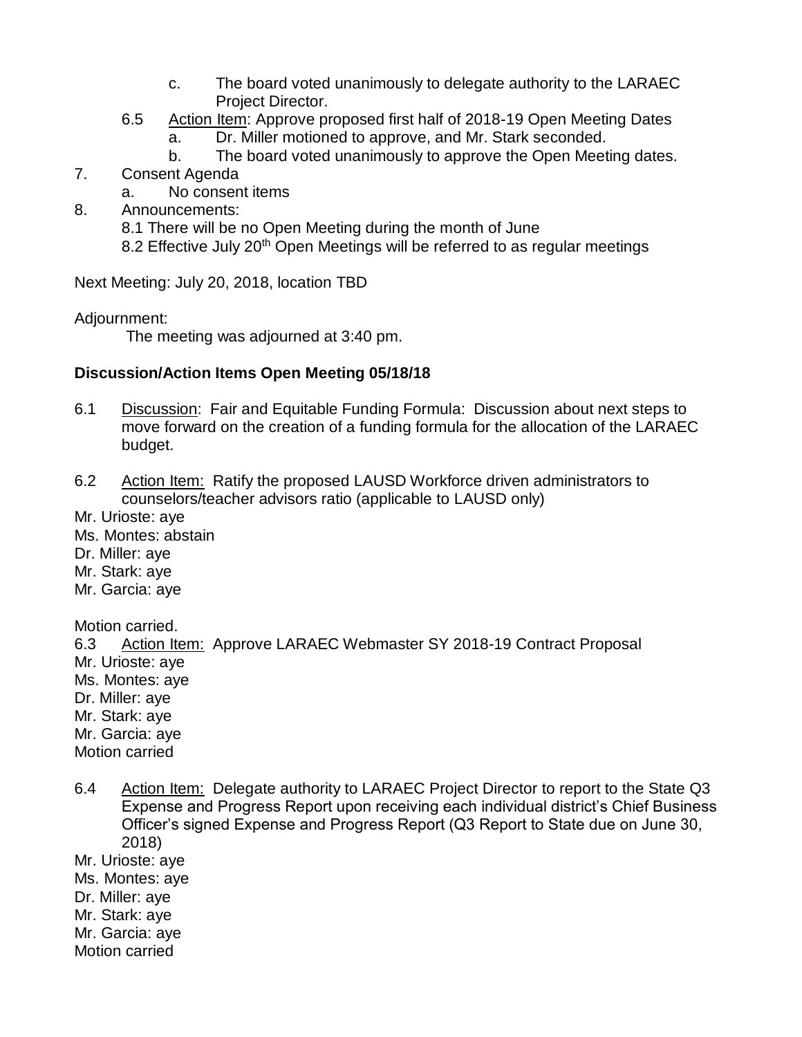c. The board voted unanimously to delegate authority to the LARAEC Project Director.

6.5 Action Item: Approve proposed first half of 2018-19 Open Meeting Dates
   a. Dr. Miller motioned to approve, and Mr. Stark seconded.
   b. The board voted unanimously to approve the Open Meeting dates.

7. Consent Agenda
   a. No consent items

8. Announcements:
   8.1 There will be no Open Meeting during the month of June
   8.2 Effective July 20th Open Meetings will be referred to as regular meetings

Next Meeting: July 20, 2018, location TBD

Adjournment:
The meeting was adjourned at 3:40 pm.

**Discussion/Action Items Open Meeting 05/18/18**

6.1 Discussion: Fair and Equitable Funding Formula: Discussion about next steps to move forward on the creation of a funding formula for the allocation of the LARAEC budget.

6.2 Action Item: Ratify the proposed LAUSD Workforce driven administrators to counselors/teacher advisors ratio (applicable to LAUSD only)

Mr. Urioste: aye
Ms. Montes: abstain
Dr. Miller: aye
Mr. Stark: aye
Mr. Garcia: aye

Motion carried.

6.3 Action Item: Approve LARAEC Webmaster SY 2018-19 Contract Proposal

Mr. Urioste: aye
Ms. Montes: aye
Dr. Miller: aye
Mr. Stark: aye
Mr. Garcia: aye
Motion carried

6.4 Action Item: Delegate authority to LARAEC Project Director to report to the State Q3 Expense and Progress Report upon receiving each individual district's Chief Business Officer's signed Expense and Progress Report (Q3 Report to State due on June 30, 2018)

Mr. Urioste: aye
Ms. Montes: aye
Dr. Miller: aye
Mr. Stark: aye
Mr. Garcia: aye
Motion carried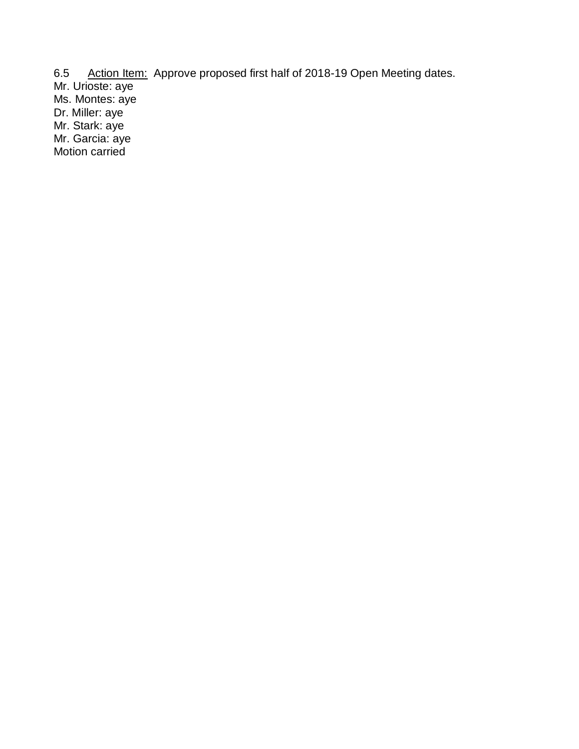6.5 <u>Action Item:</u> Approve proposed first half of 2018-19 Open Meeting dates.
Mr. Urioste: aye
Ms. Montes: aye
Dr. Miller: aye
Mr. Stark: aye
Mr. Garcia: aye
Motion carried